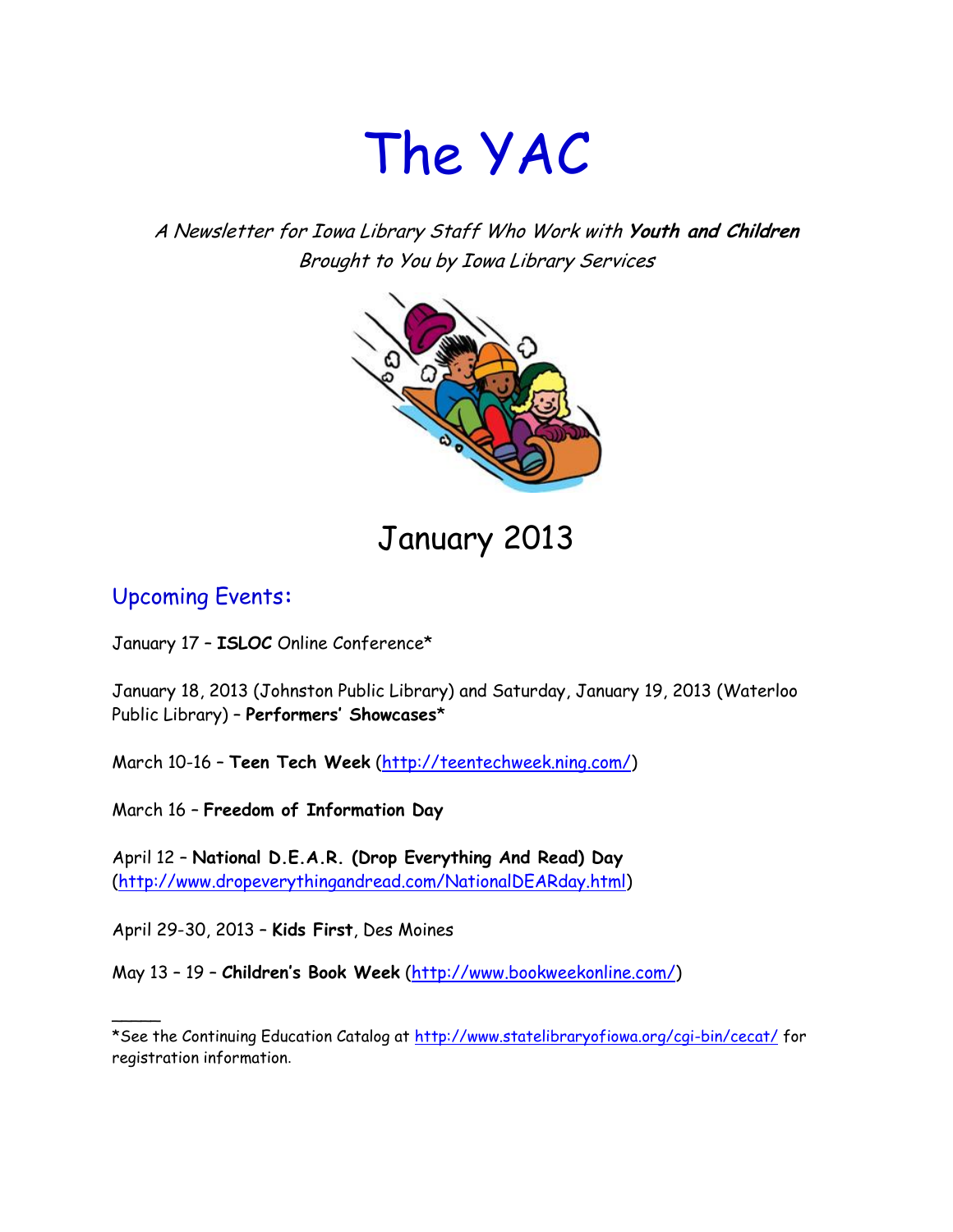# The YAC

*A Newsletter for Iowa Library Staff Who Work with **Youth and Children***
*Brought to You by Iowa Library Services*

## January 2013

### Upcoming Events:

January 17 – **ISLOC** Online Conference*

January 18, 2013 (Johnston Public Library) and Saturday, January 19, 2013 (Waterloo Public Library) – **Performers' Showcases***

March 10-16 – **Teen Tech Week** (http://teentechweek.ning.com/)

March 16 – **Freedom of Information Day**

April 12 – **National D.E.A.R. (Drop Everything And Read) Day** (http://www.dropeverythingandread.com/NationalDEARday.html)

April 29-30, 2013 – **Kids First**, Des Moines

May 13 – 19 – **Children's Book Week** (http://www.bookweekonline.com/)

_____

*See the Continuing Education Catalog at http://www.statelibraryofiowa.org/cgi-bin/cecat/ for registration information.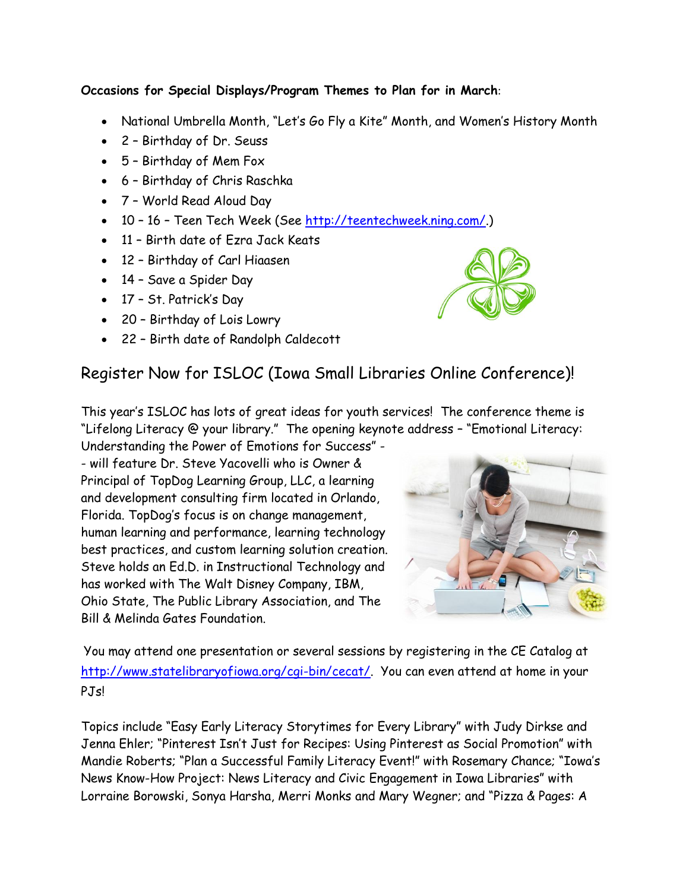**Occasions for Special Displays/Program Themes to Plan for in March**:

- National Umbrella Month, "Let's Go Fly a Kite" Month, and Women's History Month
- 2 – Birthday of Dr. Seuss
- 5 – Birthday of Mem Fox
- 6 – Birthday of Chris Raschka
- 7 – World Read Aloud Day
- 10 – 16 – Teen Tech Week (See http://teentechweek.ning.com/.)
- 11 – Birth date of Ezra Jack Keats
- 12 – Birthday of Carl Hiaasen
- 14 – Save a Spider Day
- 17 – St. Patrick's Day
- 20 – Birthday of Lois Lowry
- 22 – Birth date of Randolph Caldecott

## Register Now for ISLOC (Iowa Small Libraries Online Conference)!

This year's ISLOC has lots of great ideas for youth services! The conference theme is "Lifelong Literacy @ your library." The opening keynote address – "Emotional Literacy: Understanding the Power of Emotions for Success" -- will feature Dr. Steve Yacovelli who is Owner & Principal of TopDog Learning Group, LLC, a learning and development consulting firm located in Orlando, Florida. TopDog's focus is on change management, human learning and performance, learning technology best practices, and custom learning solution creation. Steve holds an Ed.D. in Instructional Technology and has worked with The Walt Disney Company, IBM, Ohio State, The Public Library Association, and The Bill & Melinda Gates Foundation.

You may attend one presentation or several sessions by registering in the CE Catalog at http://www.statelibraryofiowa.org/cgi-bin/cecat/. You can even attend at home in your PJs!

Topics include "Easy Early Literacy Storytimes for Every Library" with Judy Dirkse and Jenna Ehler; "Pinterest Isn't Just for Recipes: Using Pinterest as Social Promotion" with Mandie Roberts; "Plan a Successful Family Literacy Event!" with Rosemary Chance; "Iowa's News Know-How Project: News Literacy and Civic Engagement in Iowa Libraries" with Lorraine Borowski, Sonya Harsha, Merri Monks and Mary Wegner; and "Pizza & Pages: A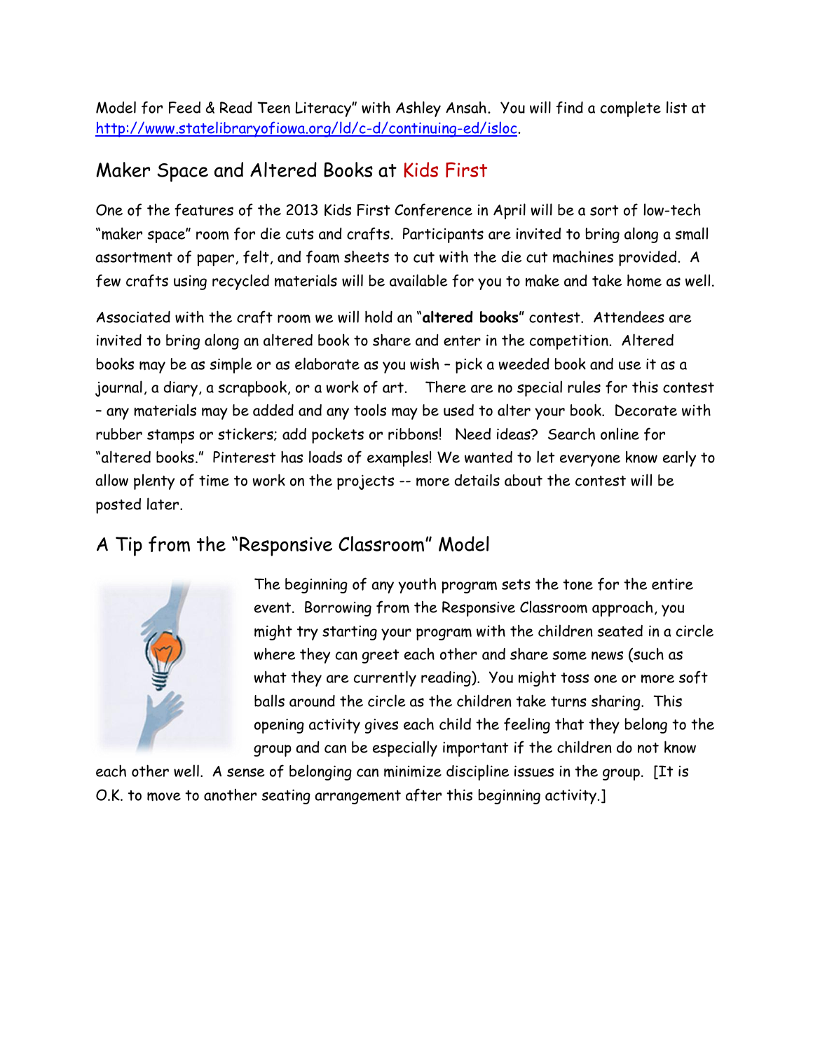Model for Feed & Read Teen Literacy" with Ashley Ansah. You will find a complete list at http://www.statelibraryofiowa.org/ld/c-d/continuing-ed/isloc.

## Maker Space and Altered Books at Kids First

One of the features of the 2013 Kids First Conference in April will be a sort of low-tech "maker space" room for die cuts and crafts. Participants are invited to bring along a small assortment of paper, felt, and foam sheets to cut with the die cut machines provided. A few crafts using recycled materials will be available for you to make and take home as well.

Associated with the craft room we will hold an "**altered books**" contest. Attendees are invited to bring along an altered book to share and enter in the competition. Altered books may be as simple or as elaborate as you wish – pick a weeded book and use it as a journal, a diary, a scrapbook, or a work of art. There are no special rules for this contest – any materials may be added and any tools may be used to alter your book. Decorate with rubber stamps or stickers; add pockets or ribbons! Need ideas? Search online for "altered books." Pinterest has loads of examples! We wanted to let everyone know early to allow plenty of time to work on the projects -- more details about the contest will be posted later.

## A Tip from the "Responsive Classroom" Model

The beginning of any youth program sets the tone for the entire event. Borrowing from the Responsive Classroom approach, you might try starting your program with the children seated in a circle where they can greet each other and share some news (such as what they are currently reading). You might toss one or more soft balls around the circle as the children take turns sharing. This opening activity gives each child the feeling that they belong to the group and can be especially important if the children do not know each other well. A sense of belonging can minimize discipline issues in the group. [It is O.K. to move to another seating arrangement after this beginning activity.]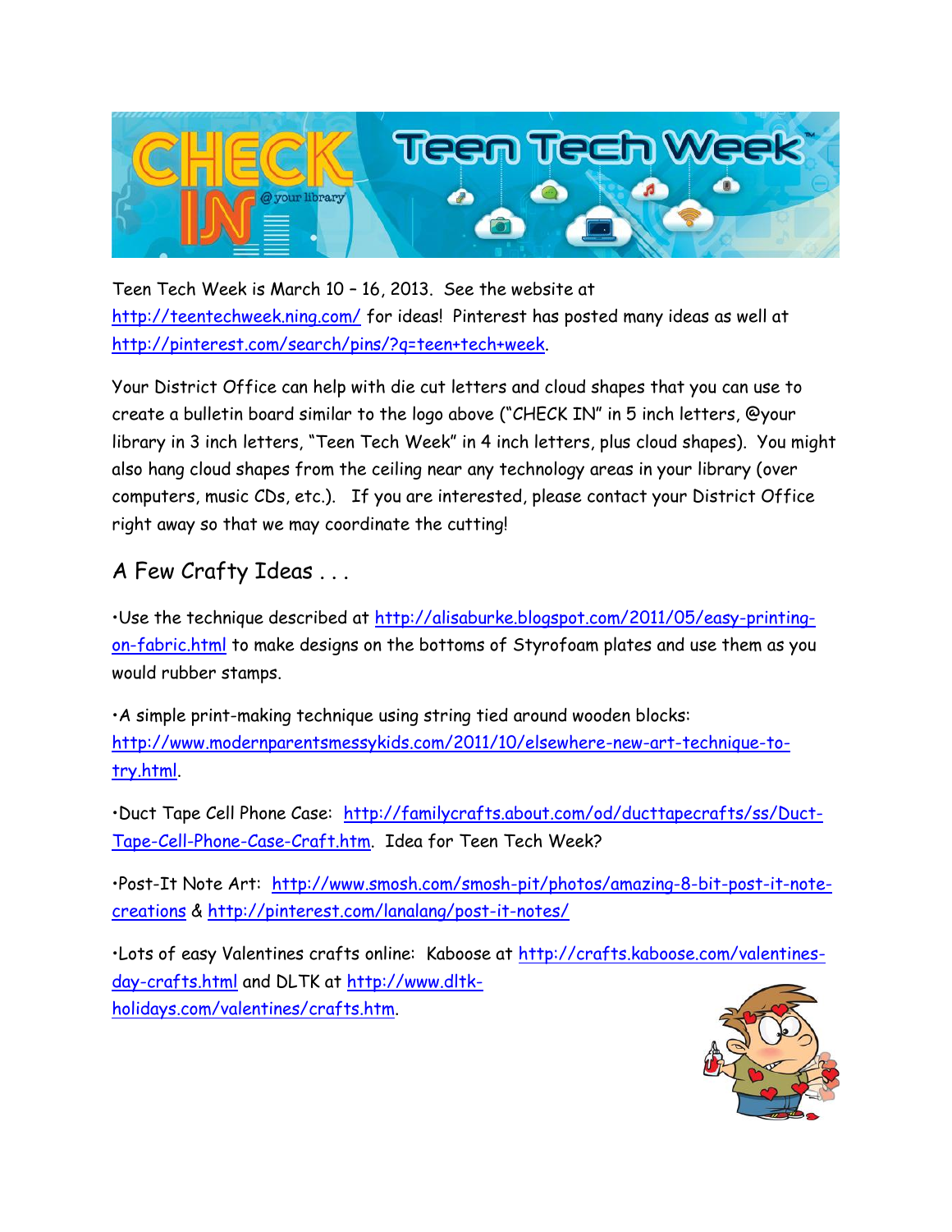Teen Tech Week is March 10 – 16, 2013. See the website at http://teentechweek.ning.com/ for ideas! Pinterest has posted many ideas as well at http://pinterest.com/search/pins/?q=teen+tech+week.

Your District Office can help with die cut letters and cloud shapes that you can use to create a bulletin board similar to the logo above ("CHECK IN" in 5 inch letters, @your library in 3 inch letters, "Teen Tech Week" in 4 inch letters, plus cloud shapes). You might also hang cloud shapes from the ceiling near any technology areas in your library (over computers, music CDs, etc.). If you are interested, please contact your District Office right away so that we may coordinate the cutting!

## A Few Crafty Ideas . . .

•Use the technique described at http://alisaburke.blogspot.com/2011/05/easy-printing-on-fabric.html to make designs on the bottoms of Styrofoam plates and use them as you would rubber stamps.

•A simple print-making technique using string tied around wooden blocks: http://www.modernparentsmessykids.com/2011/10/elsewhere-new-art-technique-to-try.html.

•Duct Tape Cell Phone Case: http://familycrafts.about.com/od/ducttapecrafts/ss/Duct-Tape-Cell-Phone-Case-Craft.htm. Idea for Teen Tech Week?

•Post-It Note Art: http://www.smosh.com/smosh-pit/photos/amazing-8-bit-post-it-note-creations & http://pinterest.com/lanalang/post-it-notes/

•Lots of easy Valentines crafts online: Kaboose at http://crafts.kaboose.com/valentines-day-crafts.html and DLTK at http://www.dltk-holidays.com/valentines/crafts.htm.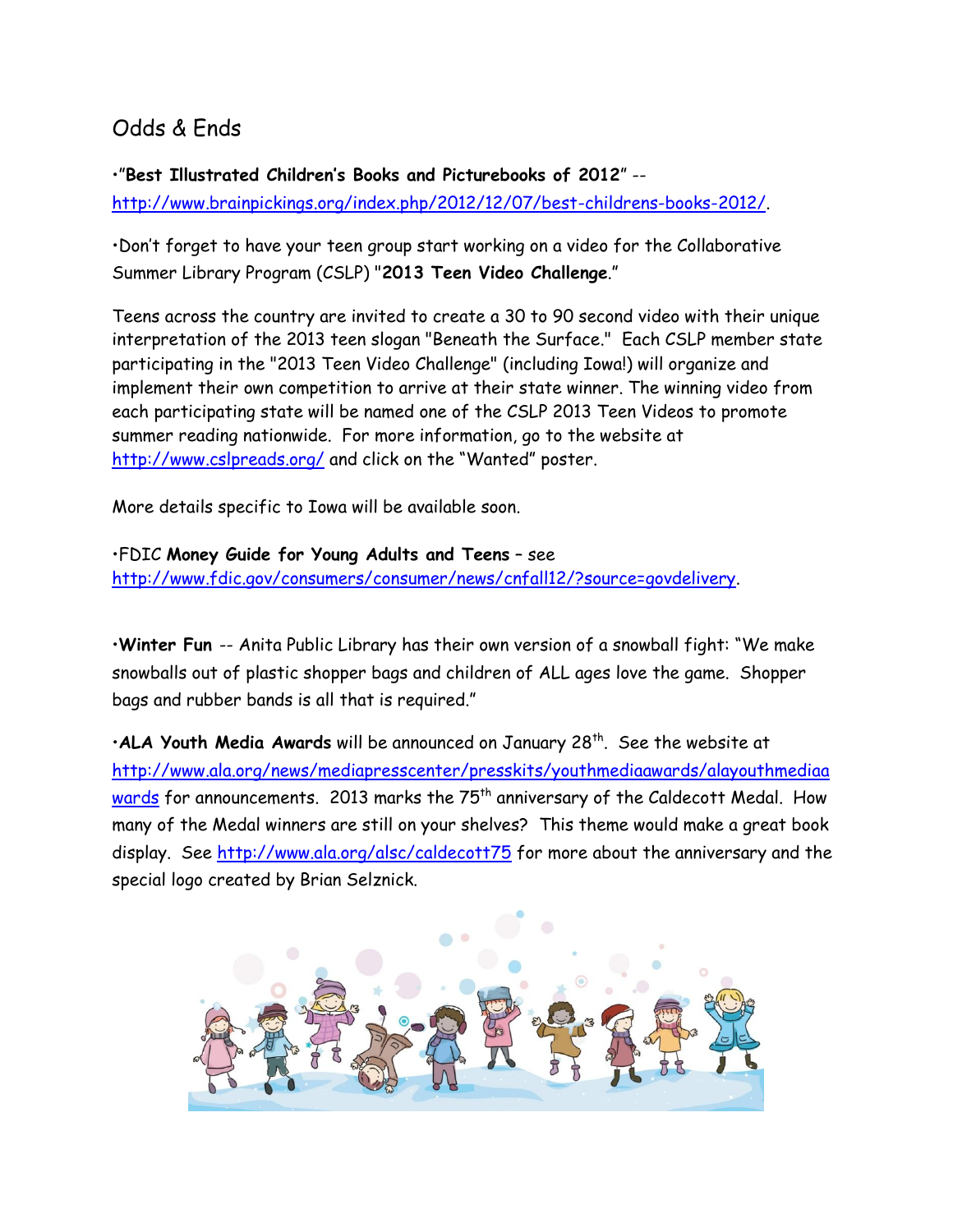## Odds & Ends

•"**Best Illustrated Children's Books and Picturebooks of 2012**" -- http://www.brainpickings.org/index.php/2012/12/07/best-childrens-books-2012/.

•Don't forget to have your teen group start working on a video for the Collaborative Summer Library Program (CSLP) "**2013 Teen Video Challenge**."

Teens across the country are invited to create a 30 to 90 second video with their unique interpretation of the 2013 teen slogan "Beneath the Surface." Each CSLP member state participating in the "2013 Teen Video Challenge" (including Iowa!) will organize and implement their own competition to arrive at their state winner. The winning video from each participating state will be named one of the CSLP 2013 Teen Videos to promote summer reading nationwide. For more information, go to the website at http://www.cslpreads.org/ and click on the "Wanted" poster.

More details specific to Iowa will be available soon.

•FDIC **Money Guide for Young Adults and Teens** – see http://www.fdic.gov/consumers/consumer/news/cnfall12/?source=govdelivery.

•**Winter Fun** -- Anita Public Library has their own version of a snowball fight: "We make snowballs out of plastic shopper bags and children of ALL ages love the game. Shopper bags and rubber bands is all that is required."

•**ALA Youth Media Awards** will be announced on January 28th. See the website at http://www.ala.org/news/mediapresscenter/presskits/youthmediaawards/alayouthmediaawards for announcements. 2013 marks the 75th anniversary of the Caldecott Medal. How many of the Medal winners are still on your shelves? This theme would make a great book display. See http://www.ala.org/alsc/caldecott75 for more about the anniversary and the special logo created by Brian Selznick.